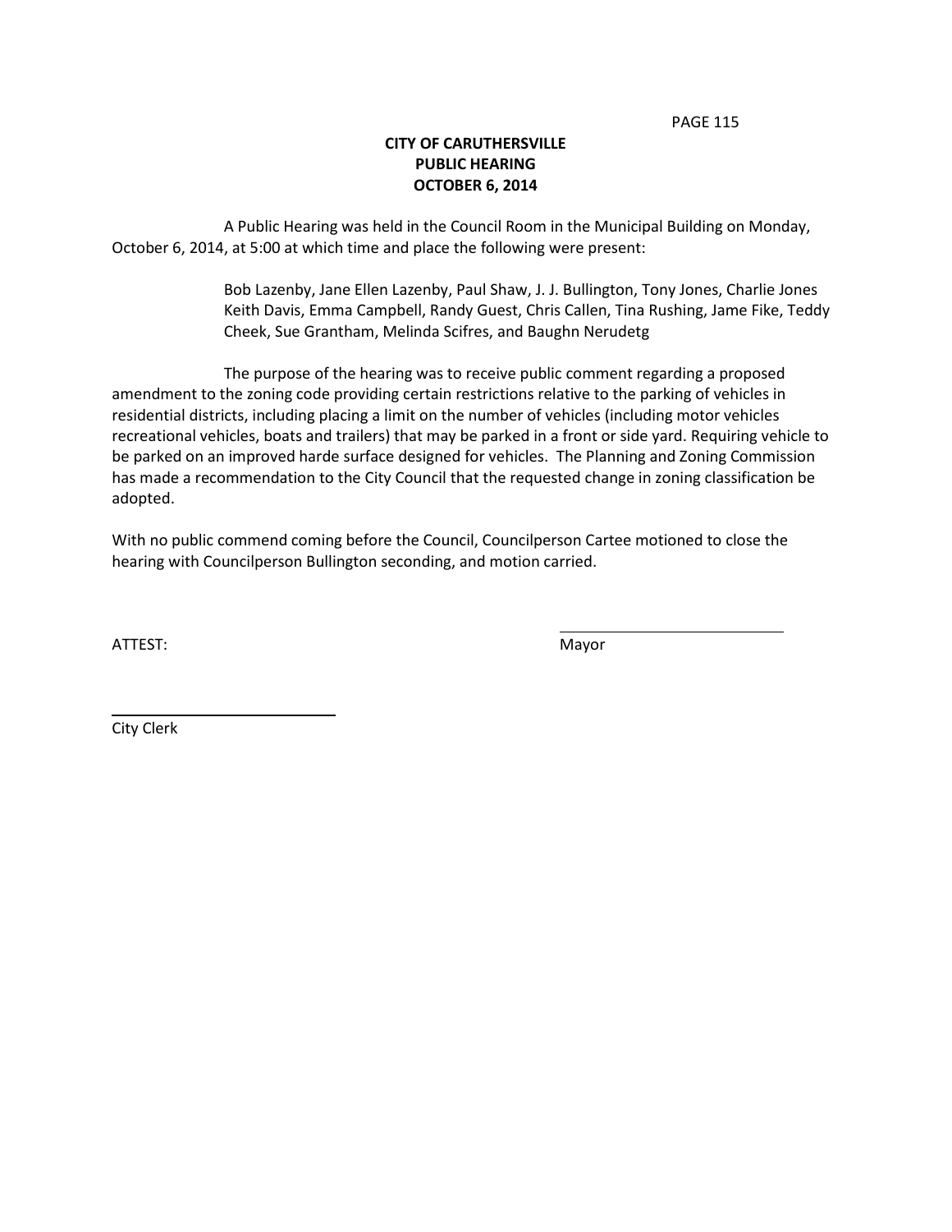# CITY OF CARUTHERSVILLE
## PUBLIC HEARING
## OCTOBER 6, 2014

A Public Hearing was held in the Council Room in the Municipal Building on Monday, October 6, 2014, at 5:00 at which time and place the following were present:

> Bob Lazenby, Jane Ellen Lazenby, Paul Shaw, J. J. Bullington, Tony Jones, Charlie Jones Keith Davis, Emma Campbell, Randy Guest, Chris Callen, Tina Rushing, Jame Fike, Teddy Cheek, Sue Grantham, Melinda Scifres, and Baughn Nerudetg

The purpose of the hearing was to receive public comment regarding a proposed amendment to the zoning code providing certain restrictions relative to the parking of vehicles in residential districts, including placing a limit on the number of vehicles (including motor vehicles recreational vehicles, boats and trailers) that may be parked in a front or side yard. Requiring vehicle to be parked on an improved harde surface designed for vehicles. The Planning and Zoning Commission has made a recommendation to the City Council that the requested change in zoning classification be adopted.

With no public commend coming before the Council, Councilperson Cartee motioned to close the hearing with Councilperson Bullington seconding, and motion carried.

ATTEST:

\_\_\_\_\_\_\_\_\_\_\_\_\_\_\_\_\_\_\_\_\_\_\_\_\_\_
Mayor

\_\_\_\_\_\_\_\_\_\_\_\_\_\_\_\_\_\_\_\_\_\_\_\_\_\_
City Clerk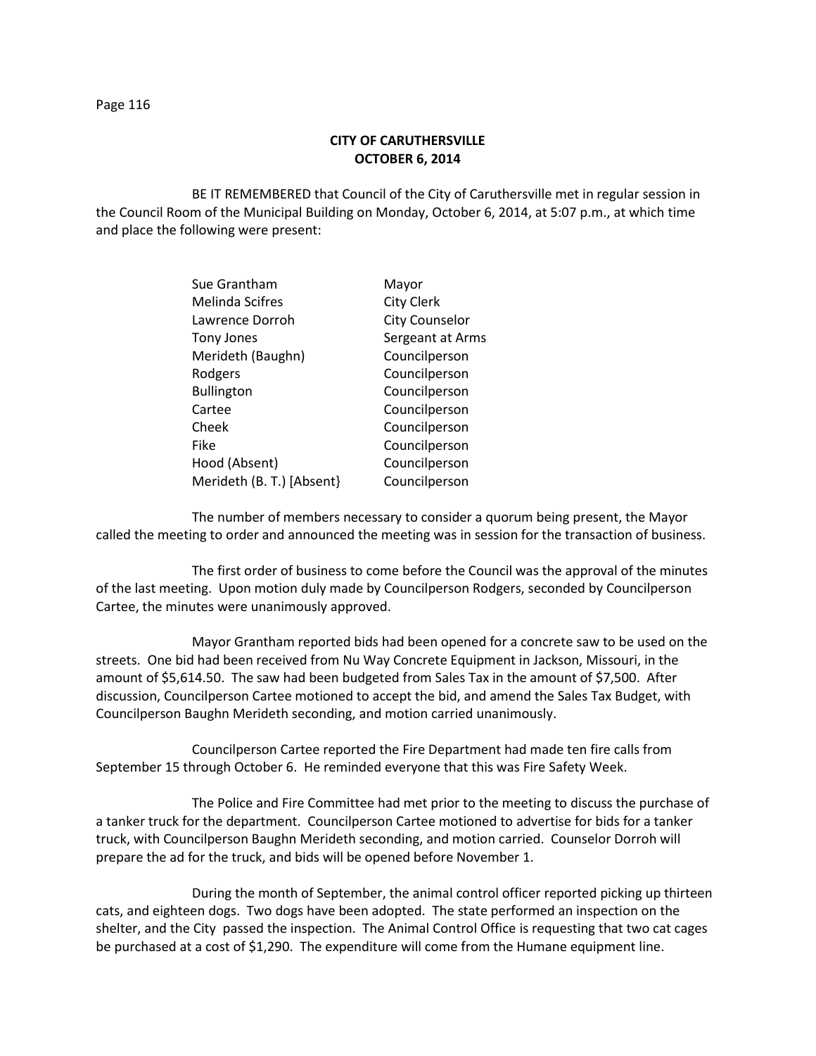## CITY OF CARUTHERSVILLE
## OCTOBER 6, 2014

BE IT REMEMBERED that Council of the City of Caruthersville met in regular session in the Council Room of the Municipal Building on Monday, October 6, 2014, at 5:07 p.m., at which time and place the following were present:

| | |
|---|---|
| Sue Grantham | Mayor |
| Melinda Scifres | City Clerk |
| Lawrence Dorroh | City Counselor |
| Tony Jones | Sergeant at Arms |
| Merideth (Baughn) | Councilperson |
| Rodgers | Councilperson |
| Bullington | Councilperson |
| Cartee | Councilperson |
| Cheek | Councilperson |
| Fike | Councilperson |
| Hood (Absent) | Councilperson |
| Merideth (B. T.) [Absent} | Councilperson |

The number of members necessary to consider a quorum being present, the Mayor called the meeting to order and announced the meeting was in session for the transaction of business.

The first order of business to come before the Council was the approval of the minutes of the last meeting. Upon motion duly made by Councilperson Rodgers, seconded by Councilperson Cartee, the minutes were unanimously approved.

Mayor Grantham reported bids had been opened for a concrete saw to be used on the streets. One bid had been received from Nu Way Concrete Equipment in Jackson, Missouri, in the amount of $5,614.50. The saw had been budgeted from Sales Tax in the amount of $7,500. After discussion, Councilperson Cartee motioned to accept the bid, and amend the Sales Tax Budget, with Councilperson Baughn Merideth seconding, and motion carried unanimously.

Councilperson Cartee reported the Fire Department had made ten fire calls from September 15 through October 6. He reminded everyone that this was Fire Safety Week.

The Police and Fire Committee had met prior to the meeting to discuss the purchase of a tanker truck for the department. Councilperson Cartee motioned to advertise for bids for a tanker truck, with Councilperson Baughn Merideth seconding, and motion carried. Counselor Dorroh will prepare the ad for the truck, and bids will be opened before November 1.

During the month of September, the animal control officer reported picking up thirteen cats, and eighteen dogs. Two dogs have been adopted. The state performed an inspection on the shelter, and the City passed the inspection. The Animal Control Office is requesting that two cat cages be purchased at a cost of $1,290. The expenditure will come from the Humane equipment line.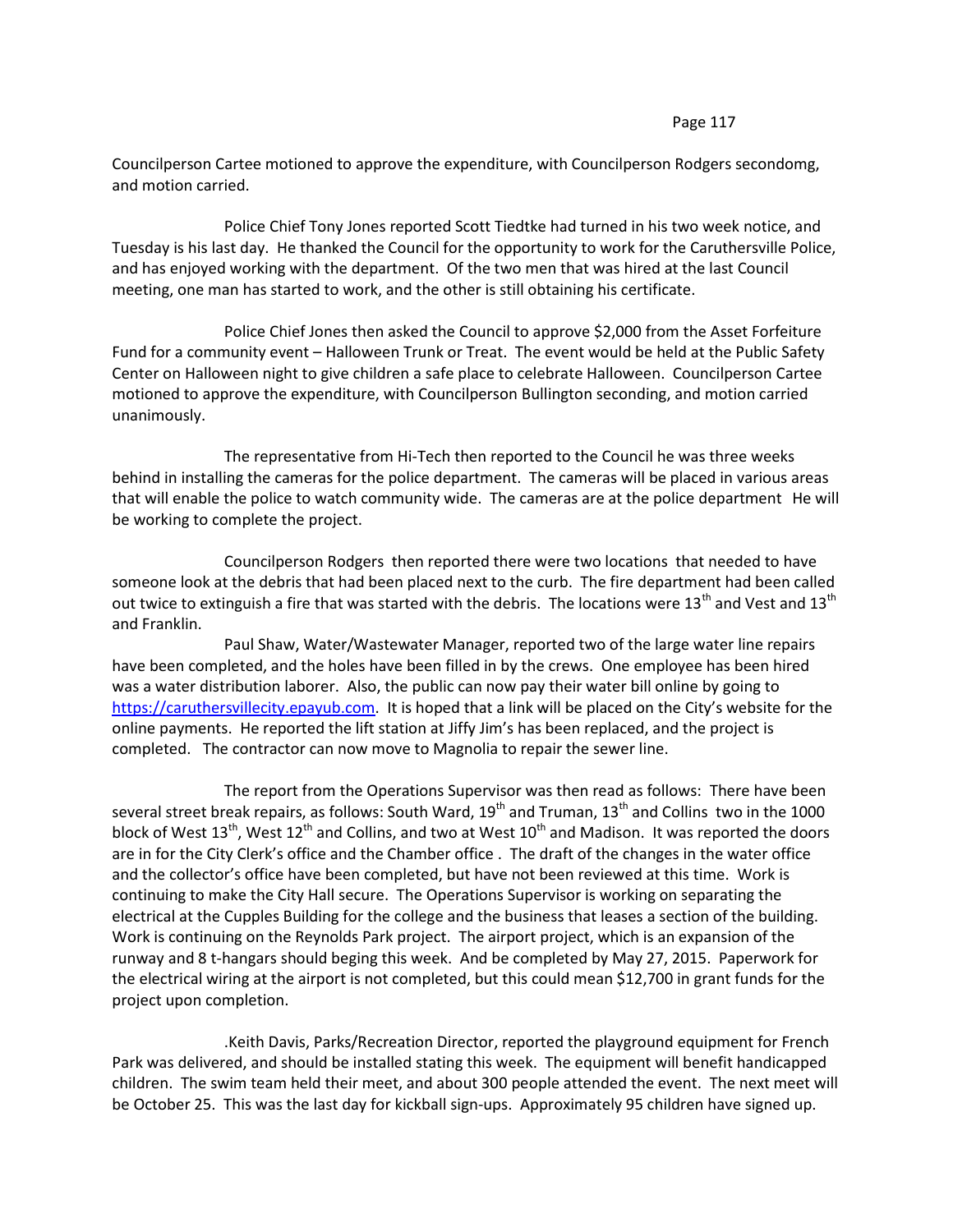Councilperson Cartee motioned to approve the expenditure, with Councilperson Rodgers secondomg, and motion carried.

Police Chief Tony Jones reported Scott Tiedtke had turned in his two week notice, and Tuesday is his last day. He thanked the Council for the opportunity to work for the Caruthersville Police, and has enjoyed working with the department. Of the two men that was hired at the last Council meeting, one man has started to work, and the other is still obtaining his certificate.

Police Chief Jones then asked the Council to approve $2,000 from the Asset Forfeiture Fund for a community event – Halloween Trunk or Treat. The event would be held at the Public Safety Center on Halloween night to give children a safe place to celebrate Halloween. Councilperson Cartee motioned to approve the expenditure, with Councilperson Bullington seconding, and motion carried unanimously.

The representative from Hi-Tech then reported to the Council he was three weeks behind in installing the cameras for the police department. The cameras will be placed in various areas that will enable the police to watch community wide. The cameras are at the police department He will be working to complete the project.

Councilperson Rodgers then reported there were two locations that needed to have someone look at the debris that had been placed next to the curb. The fire department had been called out twice to extinguish a fire that was started with the debris. The locations were 13th and Vest and 13th and Franklin.

Paul Shaw, Water/Wastewater Manager, reported two of the large water line repairs have been completed, and the holes have been filled in by the crews. One employee has been hired was a water distribution laborer. Also, the public can now pay their water bill online by going to https://caruthersvillecity.epayub.com. It is hoped that a link will be placed on the City's website for the online payments. He reported the lift station at Jiffy Jim's has been replaced, and the project is completed. The contractor can now move to Magnolia to repair the sewer line.

The report from the Operations Supervisor was then read as follows: There have been several street break repairs, as follows: South Ward, 19th and Truman, 13th and Collins two in the 1000 block of West 13th, West 12th and Collins, and two at West 10th and Madison. It was reported the doors are in for the City Clerk's office and the Chamber office . The draft of the changes in the water office and the collector's office have been completed, but have not been reviewed at this time. Work is continuing to make the City Hall secure. The Operations Supervisor is working on separating the electrical at the Cupples Building for the college and the business that leases a section of the building. Work is continuing on the Reynolds Park project. The airport project, which is an expansion of the runway and 8 t-hangars should beging this week. And be completed by May 27, 2015. Paperwork for the electrical wiring at the airport is not completed, but this could mean $12,700 in grant funds for the project upon completion.

.Keith Davis, Parks/Recreation Director, reported the playground equipment for French Park was delivered, and should be installed stating this week. The equipment will benefit handicapped children. The swim team held their meet, and about 300 people attended the event. The next meet will be October 25. This was the last day for kickball sign-ups. Approximately 95 children have signed up.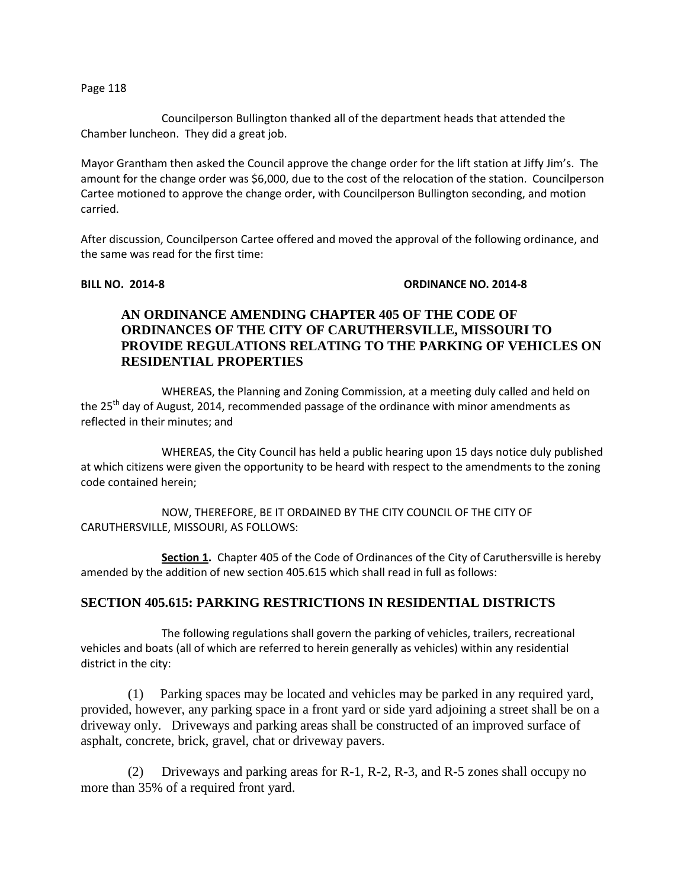Councilperson Bullington thanked all of the department heads that attended the Chamber luncheon. They did a great job.

Mayor Grantham then asked the Council approve the change order for the lift station at Jiffy Jim's. The amount for the change order was $6,000, due to the cost of the relocation of the station. Councilperson Cartee motioned to approve the change order, with Councilperson Bullington seconding, and motion carried.

After discussion, Councilperson Cartee offered and moved the approval of the following ordinance, and the same was read for the first time:

**BILL NO. 2014-8** **ORDINANCE NO. 2014-8**

## AN ORDINANCE AMENDING CHAPTER 405 OF THE CODE OF ORDINANCES OF THE CITY OF CARUTHERSVILLE, MISSOURI TO PROVIDE REGULATIONS RELATING TO THE PARKING OF VEHICLES ON RESIDENTIAL PROPERTIES

WHEREAS, the Planning and Zoning Commission, at a meeting duly called and held on the 25th day of August, 2014, recommended passage of the ordinance with minor amendments as reflected in their minutes; and

WHEREAS, the City Council has held a public hearing upon 15 days notice duly published at which citizens were given the opportunity to be heard with respect to the amendments to the zoning code contained herein;

NOW, THEREFORE, BE IT ORDAINED BY THE CITY COUNCIL OF THE CITY OF CARUTHERSVILLE, MISSOURI, AS FOLLOWS:

**Section 1.** Chapter 405 of the Code of Ordinances of the City of Caruthersville is hereby amended by the addition of new section 405.615 which shall read in full as follows:

### SECTION 405.615: PARKING RESTRICTIONS IN RESIDENTIAL DISTRICTS

The following regulations shall govern the parking of vehicles, trailers, recreational vehicles and boats (all of which are referred to herein generally as vehicles) within any residential district in the city:

(1) Parking spaces may be located and vehicles may be parked in any required yard, provided, however, any parking space in a front yard or side yard adjoining a street shall be on a driveway only. Driveways and parking areas shall be constructed of an improved surface of asphalt, concrete, brick, gravel, chat or driveway pavers.

(2) Driveways and parking areas for R-1, R-2, R-3, and R-5 zones shall occupy no more than 35% of a required front yard.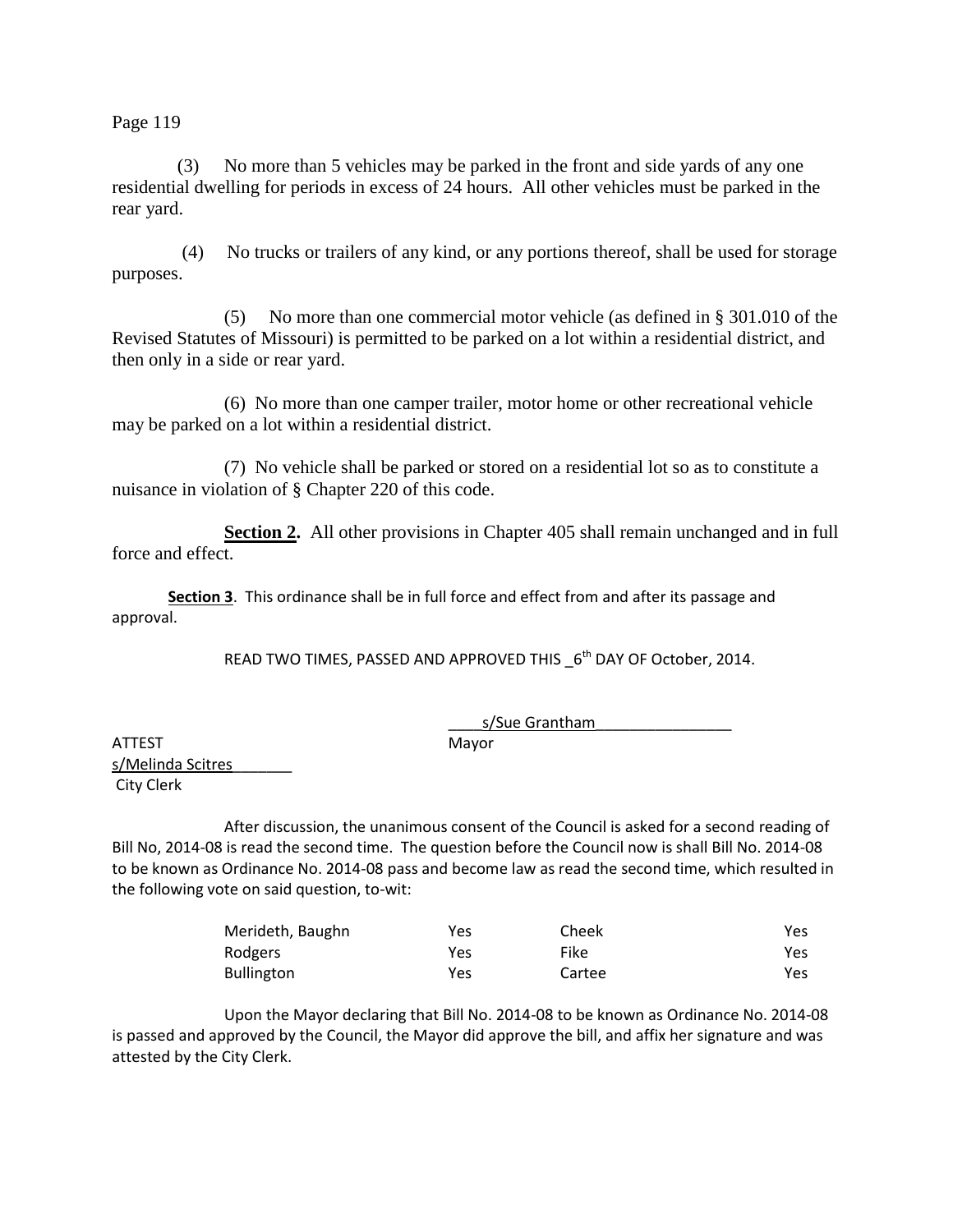(3) No more than 5 vehicles may be parked in the front and side yards of any one residential dwelling for periods in excess of 24 hours. All other vehicles must be parked in the rear yard.

(4) No trucks or trailers of any kind, or any portions thereof, shall be used for storage purposes.

(5) No more than one commercial motor vehicle (as defined in § 301.010 of the Revised Statutes of Missouri) is permitted to be parked on a lot within a residential district, and then only in a side or rear yard.

(6) No more than one camper trailer, motor home or other recreational vehicle may be parked on a lot within a residential district.

(7) No vehicle shall be parked or stored on a residential lot so as to constitute a nuisance in violation of § Chapter 220 of this code.

**Section 2.** All other provisions in Chapter 405 shall remain unchanged and in full force and effect.

**Section 3**. This ordinance shall be in full force and effect from and after its passage and approval.

READ TWO TIMES, PASSED AND APPROVED THIS _6th DAY OF October, 2014.

s/Sue Grantham
Mayor

ATTEST
s/Melinda Scitres
City Clerk

After discussion, the unanimous consent of the Council is asked for a second reading of Bill No, 2014-08 is read the second time. The question before the Council now is shall Bill No. 2014-08 to be known as Ordinance No. 2014-08 pass and become law as read the second time, which resulted in the following vote on said question, to-wit:

| | | | |
|---|---|---|---|
| Merideth, Baughn | Yes | Cheek | Yes |
| Rodgers | Yes | Fike | Yes |
| Bullington | Yes | Cartee | Yes |

Upon the Mayor declaring that Bill No. 2014-08 to be known as Ordinance No. 2014-08 is passed and approved by the Council, the Mayor did approve the bill, and affix her signature and was attested by the City Clerk.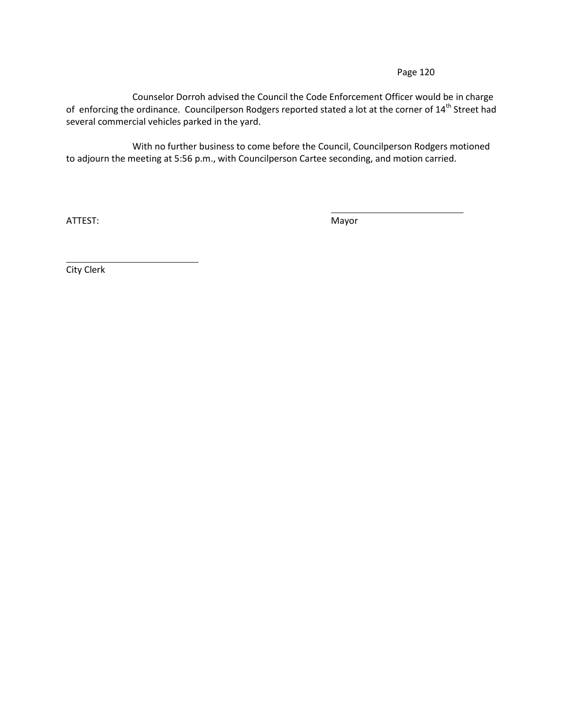Counselor Dorroh advised the Council the Code Enforcement Officer would be in charge of enforcing the ordinance. Councilperson Rodgers reported stated a lot at the corner of 14th Street had several commercial vehicles parked in the yard.

With no further business to come before the Council, Councilperson Rodgers motioned to adjourn the meeting at 5:56 p.m., with Councilperson Cartee seconding, and motion carried.

ATTEST: Mayor

City Clerk